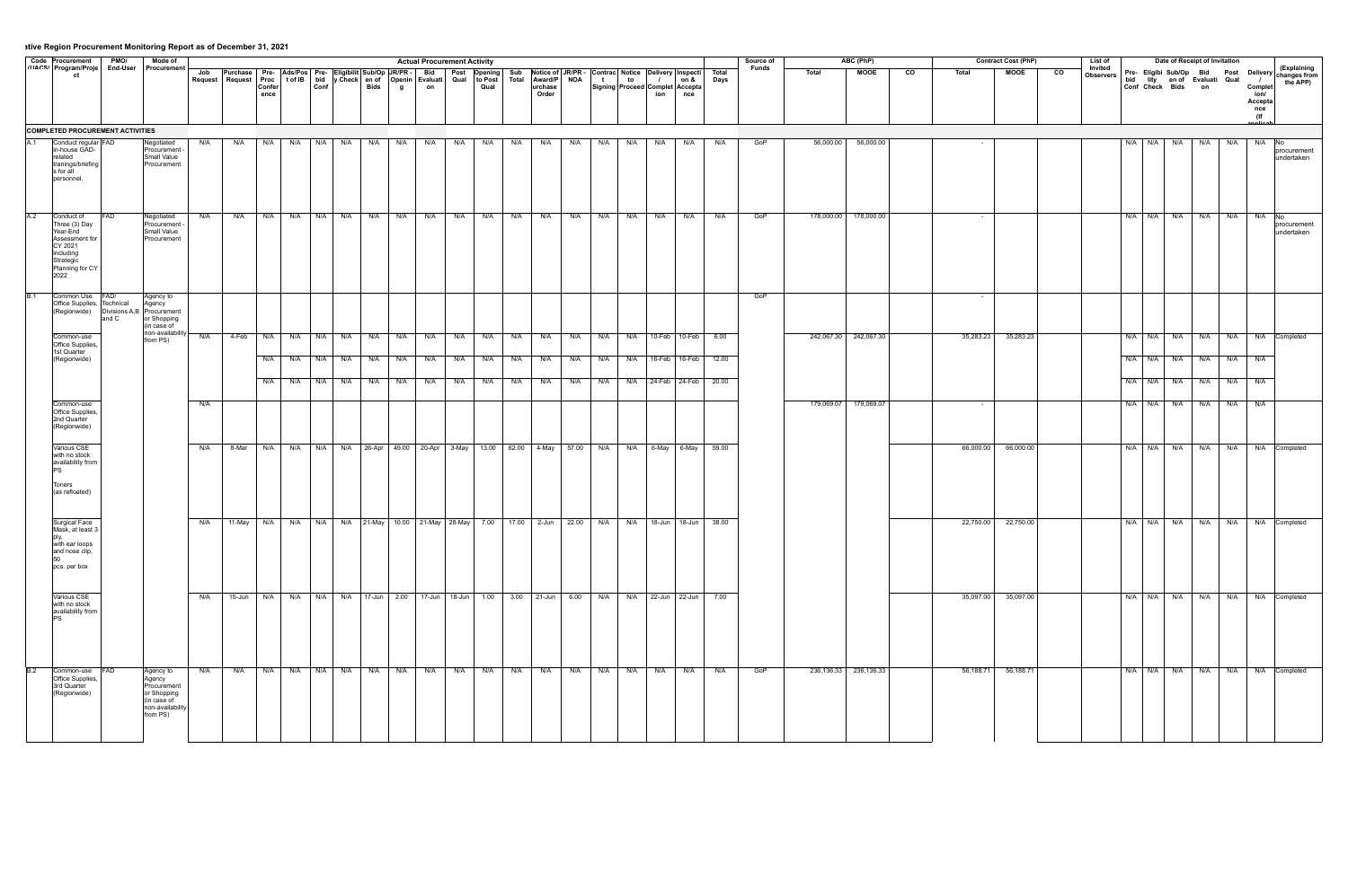# ...ative Region Procurement Monitoring Report as of December 31, 2021

| Code (UACS) | Procurement Program/Project | PMO/ End-User | Mode of Procurement | Actual Procurement Activity | | | | | | | | | | | | | | | | | | | Source of Funds | ABC (PhP) | | | Contract Cost (PhP) | | | List of Invited Observers | Date of Receipt of Invitation | | | | | | | (Explaining changes from the APP) |
|---|---|---|---|---|---|---|---|---|---|---|---|---|---|---|---|---|---|---|---|---|---|---|---|---|---|---|---|---|---|---|---|---|---|---|---|---|---|---|
| | | | | Job Request | Purchase Request | Pre-Proc Conference | Ads/Post of IB | Pre-bid Conf | Eligibility Check | Sub/Open of Bids | JR/PR - Opening | Bid Evaluation | Post Qual | Opening to Post Qual | Sub Total | Notice of Award/Purchase Order | JR/PR - NOA | Contract Signing | Notice to Proceed | Delivery / Completion | Inspection & Acceptance | Total Days | | Total | MOOE | CO | Total | MOOE | CO | | Pre-bid Conf | Eligibility Check | Sub/Open of Bids | Bid Evaluation | Post Qual | Delivery / Completion/ Acceptance (If applicable) | | |
| **COMPLETED PROCUREMENT ACTIVITIES** | | | | | | | | | | | | | | | | | | | | | | | | | | | | | | | | | | | | | | |
| A.1 | Conduct regular in-house GAD-related tranings/briefings for all personnel. | FAD | Negotiated Procurement - Small Value Procurement | N/A | N/A | N/A | N/A | N/A | N/A | N/A | N/A | N/A | N/A | N/A | N/A | N/A | N/A | N/A | N/A | N/A | N/A | N/A | GoP | 56,000.00 | 56,000.00 | | - | | | | N/A | N/A | N/A | N/A | N/A | N/A | | No procurement undertaken |
| A.2 | Conduct of Three (3) Day Year-End Assessment for CY 2021 including Strategic Planning for CY 2022 | FAD | Negotiated Procurement - Small Value Procurement | N/A | N/A | N/A | N/A | N/A | N/A | N/A | N/A | N/A | N/A | N/A | N/A | N/A | N/A | N/A | N/A | N/A | N/A | N/A | GoP | 178,000.00 | 178,000.00 | | - | | | | N/A | N/A | N/A | N/A | N/A | N/A | | No procurement undertaken |
| B.1 | Common Use Office Supplies, (Regionwide) | FAD/ Technical Divisions A,B and C | Agency to Agency Procurement or Shopping (in case of non-availability from PS) | | | | | | | | | | | | | | | | | | | | GoP | | | | - | | | | | | | | | | | |
| | Common-use Office Supplies, 1st Quarter (Regionwide) | | | N/A | 4-Feb | N/A | N/A | N/A | N/A | N/A | N/A | N/A | N/A | N/A | N/A | N/A | N/A | N/A | N/A | 10-Feb | 10-Feb | 6.00 | | 242,067.30 | 242,067.30 | | 35,283.23 | 35,283.23 | | | N/A | N/A | N/A | N/A | N/A | N/A | N/A | Completed |
| | | | | | | N/A | N/A | N/A | N/A | N/A | N/A | N/A | N/A | N/A | N/A | N/A | N/A | N/A | N/A | 16-Feb | 16-Feb | 12.00 | | | | | | | | | N/A | N/A | N/A | N/A | N/A | N/A | N/A | |
| | | | | | | N/A | N/A | N/A | N/A | N/A | N/A | N/A | N/A | N/A | N/A | N/A | N/A | N/A | N/A | 24-Feb | 24-Feb | 20.00 | | | | | | | | | N/A | N/A | N/A | N/A | N/A | N/A | N/A | |
| | Common-use Office Supplies, 2nd Quarter (Regionwide) | | | N/A | | | | | | | | | | | | | | | | | | | | 179,069.07 | 179,069.07 | | - | | | | N/A | N/A | N/A | N/A | N/A | N/A | N/A | |
| | Various CSE with no stock availability from PS Toners (as refloated) | | | N/A | 8-Mar | N/A | N/A | N/A | N/A | 26-Apr | 49.00 | 20-Apr | 3-May | 13.00 | 62.00 | 4-May | 57.00 | N/A | N/A | 6-May | 6-May | 59.00 | | | | | 66,000.00 | 66,000.00 | | | N/A | N/A | N/A | N/A | N/A | N/A | N/A | Completed |
| | Surgical Face Mask, at least 3 ply, with ear loops and nose clip, 50 pcs. per box | | | N/A | 11-May | N/A | N/A | N/A | N/A | 21-May | 10.00 | 21-May | 28-May | 7.00 | 17.00 | 2-Jun | 22.00 | N/A | N/A | 18-Jun | 18-Jun | 38.00 | | | | | 22,750.00 | 22,750.00 | | | N/A | N/A | N/A | N/A | N/A | N/A | N/A | Completed |
| | Various CSE with no stock availability from PS | | | N/A | 15-Jun | N/A | N/A | N/A | N/A | 17-Jun | 2.00 | 17-Jun | 18-Jun | 1.00 | 3.00 | 21-Jun | 6.00 | N/A | N/A | 22-Jun | 22-Jun | 7.00 | | | | | 35,097.00 | 35,097.00 | | | N/A | N/A | N/A | N/A | N/A | N/A | N/A | Completed |
| B.2 | Common-use Office Supplies, 3rd Quarter (Regionwide) | FAD | Agency to Agency Procurement or Shopping (in case of non-availability from PS) | N/A | N/A | N/A | N/A | N/A | N/A | N/A | N/A | N/A | N/A | N/A | N/A | N/A | N/A | N/A | N/A | N/A | N/A | N/A | GoP | 236,136.33 | 236,136.33 | | 56,188.71 | 56,188.71 | | | N/A | N/A | N/A | N/A | N/A | N/A | N/A | Completed |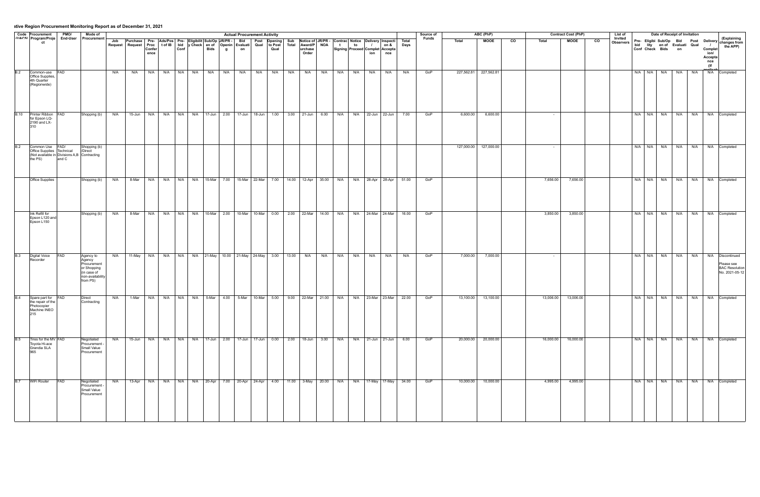# ative Region Procurement Monitoring Report as of December 31, 2021

| Code (UACS) | Procurement Program/Project | PMO/ End-User | Mode of Procurement | Actual Procurement Activity | | | | | | | | | | | | | | | | | | | | | Source of Funds | ABC (PhP) | | | Contract Cost (PhP) | | | List of Invited Observers | Date of Receipt of Invitation | | | | | | | Remarks (Explaining changes from the APP) |
|---|---|---|---|---|---|---|---|---|---|---|---|---|---|---|---|---|---|---|---|---|---|---|---|---|---|---|---|---|---|---|---|---|---|---|---|---|---|---|---|---|
| | | | | Job Request | Purchase Request | Pre-Proc Conference | Ads/Post of IB | Pre-bid Conf | Eligibility Check | Sub/Open of Bids | JR/PR - Opening | Bid Evaluation | Post Qual | Opening to Post Qual | Sub Total | Notice of Award/Purchase Order | JR/PR - NOA | Contract Signing | Notice to Proceed | Delivery / Completion | Inspection & Acceptance | Total Days | | Total | MOOE | CO | Total | MOOE | CO | | Pre-bid Conf | Eligibility Check | Sub/Open of Bids | Bid Evaluation | Post Qual | Delivery / Completion/ Acceptance (If applicable) | | |
| B.2 | Common-use Office Supplies, 4th Quarter (Regionwide) | FAD | | N/A | N/A | N/A | N/A | N/A | N/A | N/A | N/A | N/A | N/A | N/A | N/A | N/A | N/A | N/A | N/A | N/A | N/A | N/A | GoP | 227,562.81 | 227,562.81 | | | | | | N/A | N/A | N/A | N/A | N/A | N/A | | Completed |
| B.10 | Printer Ribbon for Epson LQ-2190 and LX-310 | FAD | Shopping (b) | N/A | 15-Jun | N/A | N/A | N/A | N/A | 17-Jun | 2.00 | 17-Jun | 18-Jun | 1.00 | 3.00 | 21-Jun | 6.00 | N/A | N/A | 22-Jun | 22-Jun | 7.00 | GoP | 6,600.00 | 6,600.00 | | - | | | | N/A | N/A | N/A | N/A | N/A | N/A | | Completed |
| B.2 | Common Use Office Supplies (Not available in the PS) | FAD/ Technical Divisions A,B and C | Shopping (b) /Direct Contracting | | | | | | | | | | | | | | | | | | | | | 127,000.00 | 127,000.00 | | - | | | | N/A | N/A | N/A | N/A | N/A | N/A | | Completed |
| | Office Supplies | | Shopping (b) | N/A | 8-Mar | N/A | N/A | N/A | N/A | 15-Mar | 7.00 | 15-Mar | 22-Mar | 7.00 | 14.00 | 12-Apr | 35.00 | N/A | N/A | 28-Apr | 28-Apr | 51.00 | GoP | | | | 7,656.00 | 7,656.00 | | | N/A | N/A | N/A | N/A | N/A | N/A | | Completed |
| | Ink Refill for Epson L120 and Epson L150 | | Shopping (b) | N/A | 8-Mar | N/A | N/A | N/A | N/A | 10-Mar | 2.00 | 10-Mar | 10-Mar | 0.00 | 2.00 | 22-Mar | 14.00 | N/A | N/A | 24-Mar | 24-Mar | 16.00 | GoP | | | | 3,850.00 | 3,850.00 | | | N/A | N/A | N/A | N/A | N/A | N/A | | Completed |
| B.3 | Digital Voice Recorder | FAD | Agency to Agency Procurement or Shopping (in case of non-availability from PS) | N/A | 11-May | N/A | N/A | N/A | N/A | 21-May | 10.00 | 21-May | 24-May | 3.00 | 13.00 | N/A | N/A | N/A | N/A | N/A | N/A | N/A | GoP | 7,000.00 | 7,000.00 | | - | | | | N/A | N/A | N/A | N/A | N/A | N/A | | Discontinued Please see BAC Resolution No. 2021-05-12 |
| B.4 | Spare part for the repair of the Photocopier Machine INEO 215 | FAD | Direct Contracting | N/A | 1-Mar | N/A | N/A | N/A | N/A | 5-Mar | 4.00 | 5-Mar | 10-Mar | 5.00 | 9.00 | 22-Mar | 21.00 | N/A | N/A | 23-Mar | 23-Mar | 22.00 | GoP | 13,100.00 | 13,100.00 | | 13,006.00 | 13,006.00 | | | N/A | N/A | N/A | N/A | N/A | N/A | | Completed |
| B.5 | Tires for the MV Toyota Hi-ace Grandia SLA 965 | FAD | Negotiated Procurement - Small Value Procurement | N/A | 15-Jun | N/A | N/A | N/A | N/A | 17-Jun | 2.00 | 17-Jun | 17-Jun | 0.00 | 2.00 | 18-Jun | 3.00 | N/A | N/A | 21-Jun | 21-Jun | 6.00 | GoP | 20,000.00 | 20,000.00 | | 16,000.00 | 16,000.00 | | | N/A | N/A | N/A | N/A | N/A | N/A | | Completed |
| B.7 | WIFI Router | FAD | Negotiated Procurement - Small Value Procurement | N/A | 13-Apr | N/A | N/A | N/A | N/A | 20-Apr | 7.00 | 20-Apr | 24-Apr | 4.00 | 11.00 | 3-May | 20.00 | N/A | N/A | 17-May | 17-May | 34.00 | GoP | 10,000.00 | 10,000.00 | | 4,995.00 | 4,995.00 | | | N/A | N/A | N/A | N/A | N/A | N/A | | Completed |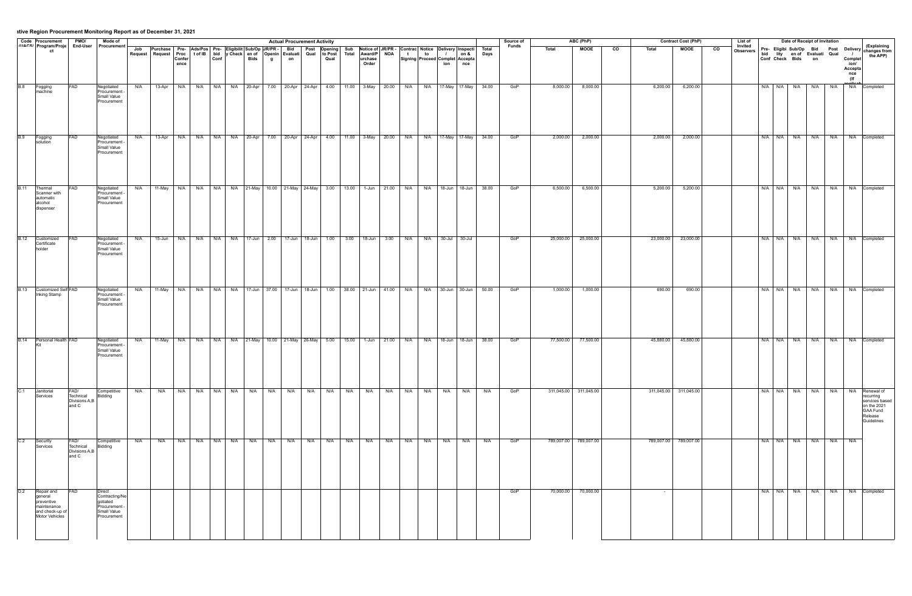# ative Region Procurement Monitoring Report as of December 31, 2021

| Code (UACS) | Procurement Program/Project | PMO/ End-User | Mode of Procurement | Actual Procurement Activity | | | | | | | | | | | | | | | | | | | | | Source of Funds | ABC (PhP) | | | Contract Cost (PhP) | | | List of Invited Observers | Date of Receipt of Invitation | | | | | | | (Explaining changes from the APP) |
|---|---|---|---|---|---|---|---|---|---|---|---|---|---|---|---|---|---|---|---|---|---|---|---|---|---|---|---|---|---|---|---|---|---|---|---|---|---|---|---|---|
| | | | | Job Request | Purchase Request | Pre-Proc Conference | Ads/Post of IB | Pre-bid Conf | Eligibility Check | Sub/Open of Bids | JR/PR - g | Bid Evaluation | Post Qual | Opening to Post Qual | Sub Total | Notice of Award/Purchase Order | JR/PR - NOA | Contract Signing | Notice to Proceed | Delivery / Completion | Inspection & Acceptance | Total Days | | Total | MOOE | CO | Total | MOOE | CO | | Pre-bid Conf | Eligibility Check | Sub/Open of Bids | Bid Evaluation | Post Qual | Delivery / Completion/ Acceptance (If applicable) | | |
| B.8 | Fogging machine | FAD | Negotiated Procurement - Small Value Procurement | N/A | 13-Apr | N/A | N/A | N/A | N/A | 20-Apr | 7.00 | 20-Apr | 24-Apr | 4.00 | 11.00 | 3-May | 20.00 | N/A | N/A | 17-May | 17-May | 34.00 | GoP | 8,000.00 | 8,000.00 | | 6,200.00 | 6,200.00 | | | N/A | N/A | N/A | N/A | N/A | N/A | Completed |
| B.9 | Fogging solution | FAD | Negotiated Procurement - Small Value Procurement | N/A | 13-Apr | N/A | N/A | N/A | N/A | 20-Apr | 7.00 | 20-Apr | 24-Apr | 4.00 | 11.00 | 3-May | 20.00 | N/A | N/A | 17-May | 17-May | 34.00 | GoP | 2,000.00 | 2,000.00 | | 2,000.00 | 2,000.00 | | | N/A | N/A | N/A | N/A | N/A | N/A | Completed |
| B.11 | Thermal Scanner with automatic alcohol dispenser | FAD | Negotiated Procurement - Small Value Procurement | N/A | 11-May | N/A | N/A | N/A | N/A | 21-May | 10.00 | 21-May | 24-May | 3.00 | 13.00 | 1-Jun | 21.00 | N/A | N/A | 18-Jun | 18-Jun | 38.00 | GoP | 6,500.00 | 6,500.00 | | 5,200.00 | 5,200.00 | | | N/A | N/A | N/A | N/A | N/A | N/A | Completed |
| B.12 | Customized Certificate holder | FAD | Negotiated Procurement - Small Value Procurement | N/A | 15-Jun | N/A | N/A | N/A | N/A | 17-Jun | 2.00 | 17-Jun | 18-Jun | 1.00 | 3.00 | 18-Jun | 3.00 | N/A | N/A | 30-Jul | 30-Jul | | GoP | 25,000.00 | 25,000.00 | | 23,000.00 | 23,000.00 | | | N/A | N/A | N/A | N/A | N/A | N/A | Completed |
| B.13 | Customized Self Inking Stamp | FAD | Negotiated Procurement - Small Value Procurement | N/A | 11-May | N/A | N/A | N/A | N/A | 17-Jun | 37.00 | 17-Jun | 18-Jun | 1.00 | 38.00 | 21-Jun | 41.00 | N/A | N/A | 30-Jun | 30-Jun | 50.00 | GoP | 1,000.00 | 1,000.00 | | 690.00 | 690.00 | | | N/A | N/A | N/A | N/A | N/A | N/A | Completed |
| B.14 | Personal Health Kit | FAD | Negotiated Procurement - Small Value Procurement | N/A | 11-May | N/A | N/A | N/A | N/A | 21-May | 10.00 | 21-May | 26-May | 5.00 | 15.00 | 1-Jun | 21.00 | N/A | N/A | 18-Jun | 18-Jun | 38.00 | GoP | 77,500.00 | 77,500.00 | | 45,880.00 | 45,880.00 | | | N/A | N/A | N/A | N/A | N/A | N/A | Completed |
| C.1 | Janitorial Services | FAD/ Technical Divisions A,B and C | Competitive Bidding | N/A | N/A | N/A | N/A | N/A | N/A | N/A | N/A | N/A | N/A | N/A | N/A | N/A | N/A | N/A | N/A | N/A | N/A | N/A | GoP | 311,045.00 | 311,045.00 | | 311,045.00 | 311,045.00 | | | N/A | N/A | N/A | N/A | N/A | N/A | Renewal of recurring services based on the 2021 GAA Fund Release Guidelines |
| C.2 | Security Services | FAD/ Technical Divisions A,B and C | Competitive Bidding | N/A | N/A | N/A | N/A | N/A | N/A | N/A | N/A | N/A | N/A | N/A | N/A | N/A | N/A | N/A | N/A | N/A | N/A | N/A | GoP | 789,007.00 | 789,007.00 | | 789,007.00 | 789,007.00 | | | N/A | N/A | N/A | N/A | N/A | N/A | |
| D.2 | Repair and general preventive maintenance and check-up of Motor Vehicles | FAD | Direct Contracting/Negotiated Procurement - Small Value Procurement | | | | | | | | | | | | | | | | | | | | GoP | 70,000.00 | 70,000.00 | | - | | | | N/A | N/A | N/A | N/A | N/A | N/A | Completed |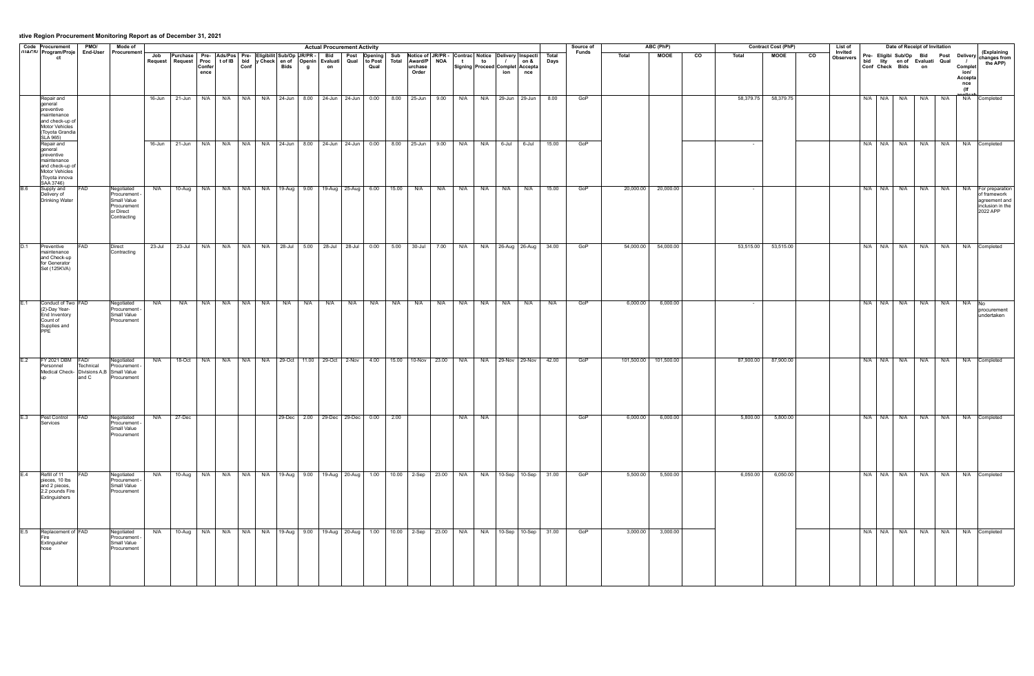# ...ative Region Procurement Monitoring Report as of December 31, 2021

| Code (UACS) | Procurement Program/Project | PMO/ End-User | Mode of Procurement | Actual Procurement Activity | | | | | | | | | | | | | | | | | | | | Source of Funds | ABC (PhP) | | | Contract Cost (PhP) | | | List of Invited Observers | Date of Receipt of Invitation | | | | | | Remarks (Explaining changes from the APP) |
|---|---|---|---|---|---|---|---|---|---|---|---|---|---|---|---|---|---|---|---|---|---|---|---|---|---|---|---|---|---|---|---|---|---|---|---|---|---|---|
| | | | | Job Request | Purchase Request | Pre-Proc Conference | Ads/Post of IB | Pre-bid Conf | Eligibility Check | Sub/Open of Bids | JR/PR - Opening | Bid Evaluation | Post Qual | Opening to Post Qual | Sub Total | Notice of Award/Purchase Order | JR/PR - NOA | Contract Signing | Notice to Proceed | Delivery / Completion | Inspection & Acceptance | Total Days | | Total | MOOE | CO | Total | MOOE | CO | | Pre-bid Conf | Eligibility Check | Sub/Open of Bids | Bid Evaluation | Post Qual | Delivery / Completion/ Acceptance (If applicable) | |
| | Repair and general preventive maintenance and check-up of Motor Vehicles (Toyota Grandia SLA 965) | | | 16-Jun | 21-Jun | N/A | N/A | N/A | N/A | 24-Jun | 8.00 | 24-Jun | 24-Jun | 0.00 | 8.00 | 25-Jun | 9.00 | N/A | N/A | 29-Jun | 29-Jun | 8.00 | GoP | | | | 58,379.75 | 58,379.75 | | | N/A | N/A | N/A | N/A | N/A | N/A | Completed |
| | Repair and general preventive maintenance and check-up of Motor Vehicles (Toyota innova SAA 3746) | | | 16-Jun | 21-Jun | N/A | N/A | N/A | N/A | 24-Jun | 8.00 | 24-Jun | 24-Jun | 0.00 | 8.00 | 25-Jun | 9.00 | N/A | N/A | 6-Jul | 6-Jul | 15.00 | GoP | | | | - | | | | N/A | N/A | N/A | N/A | N/A | N/A | Completed |
| B.6 | Supply and Delivery of Drinking Water | FAD | Negotiated Procurement - Small Value Procurement or Direct Contracting | N/A | 10-Aug | N/A | N/A | N/A | N/A | 19-Aug | 9.00 | 19-Aug | 25-Aug | 6.00 | 15.00 | N/A | N/A | N/A | N/A | N/A | N/A | 15.00 | GoP | 20,000.00 | 20,000.00 | | - | | | | N/A | N/A | N/A | N/A | N/A | N/A | For preparation of framework agreement and inclusion in the 2022 APP |
| D.1 | Preventive maintenance and Check-up for Generator Set (125KVA) | FAD | Direct Contracting | 23-Jul | 23-Jul | N/A | N/A | N/A | N/A | 28-Jul | 5.00 | 28-Jul | 28-Jul | 0.00 | 5.00 | 30-Jul | 7.00 | N/A | N/A | 26-Aug | 26-Aug | 34.00 | GoP | 54,000.00 | 54,000.00 | | 53,515.00 | 53,515.00 | | | N/A | N/A | N/A | N/A | N/A | N/A | Completed |
| E.1 | Conduct of Two (2)-Day Year-End Inventory Count of Supplies and PPE | FAD | Negotiated Procurement - Small Value Procurement | N/A | N/A | N/A | N/A | N/A | N/A | N/A | N/A | N/A | N/A | N/A | N/A | N/A | N/A | N/A | N/A | N/A | N/A | N/A | GoP | 6,000.00 | 6,000.00 | | - | | | | N/A | N/A | N/A | N/A | N/A | N/A | No procurement undertaken |
| E.2 | FY 2021 DBM Personnel Medical Check-up | FAD/ Technical Divisions A,B and C | Negotiated Procurement - Small Value Procurement | N/A | 18-Oct | N/A | N/A | N/A | N/A | 29-Oct | 11.00 | 29-Oct | 2-Nov | 4.00 | 15.00 | 10-Nov | 23.00 | N/A | N/A | 29-Nov | 29-Nov | 42.00 | GoP | 101,500.00 | 101,500.00 | | 87,900.00 | 87,900.00 | | | N/A | N/A | N/A | N/A | N/A | N/A | Completed |
| E.3 | Pest Control Services | FAD | Negotiated Procurement - Small Value Procurement | N/A | 27-Dec | | | | | 29-Dec | 2.00 | 29-Dec | 29-Dec | 0.00 | 2.00 | | | N/A | N/A | | | | GoP | 6,000.00 | 6,000.00 | | 5,800.00 | 5,800.00 | | | N/A | N/A | N/A | N/A | N/A | N/A | Completed |
| E.4 | Refill of 11 pieces, 10 lbs and 2 pieces, 2.2 pounds Fire Extinguishers | FAD | Negotiated Procurement - Small Value Procurement | N/A | 10-Aug | N/A | N/A | N/A | N/A | 19-Aug | 9.00 | 19-Aug | 20-Aug | 1.00 | 10.00 | 2-Sep | 23.00 | N/A | N/A | 10-Sep | 10-Sep | 31.00 | GoP | 5,500.00 | 5,500.00 | | 6,050.00 | 6,050.00 | | | N/A | N/A | N/A | N/A | N/A | N/A | Completed |
| E.5 | Replacement of Fire Extinguisher hose | FAD | Negotiated Procurement - Small Value Procurement | N/A | 10-Aug | N/A | N/A | N/A | N/A | 19-Aug | 9.00 | 19-Aug | 20-Aug | 1.00 | 10.00 | 2-Sep | 23.00 | N/A | N/A | 10-Sep | 10-Sep | 31.00 | GoP | 3,000.00 | 3,000.00 | | | | | | N/A | N/A | N/A | N/A | N/A | N/A | Completed |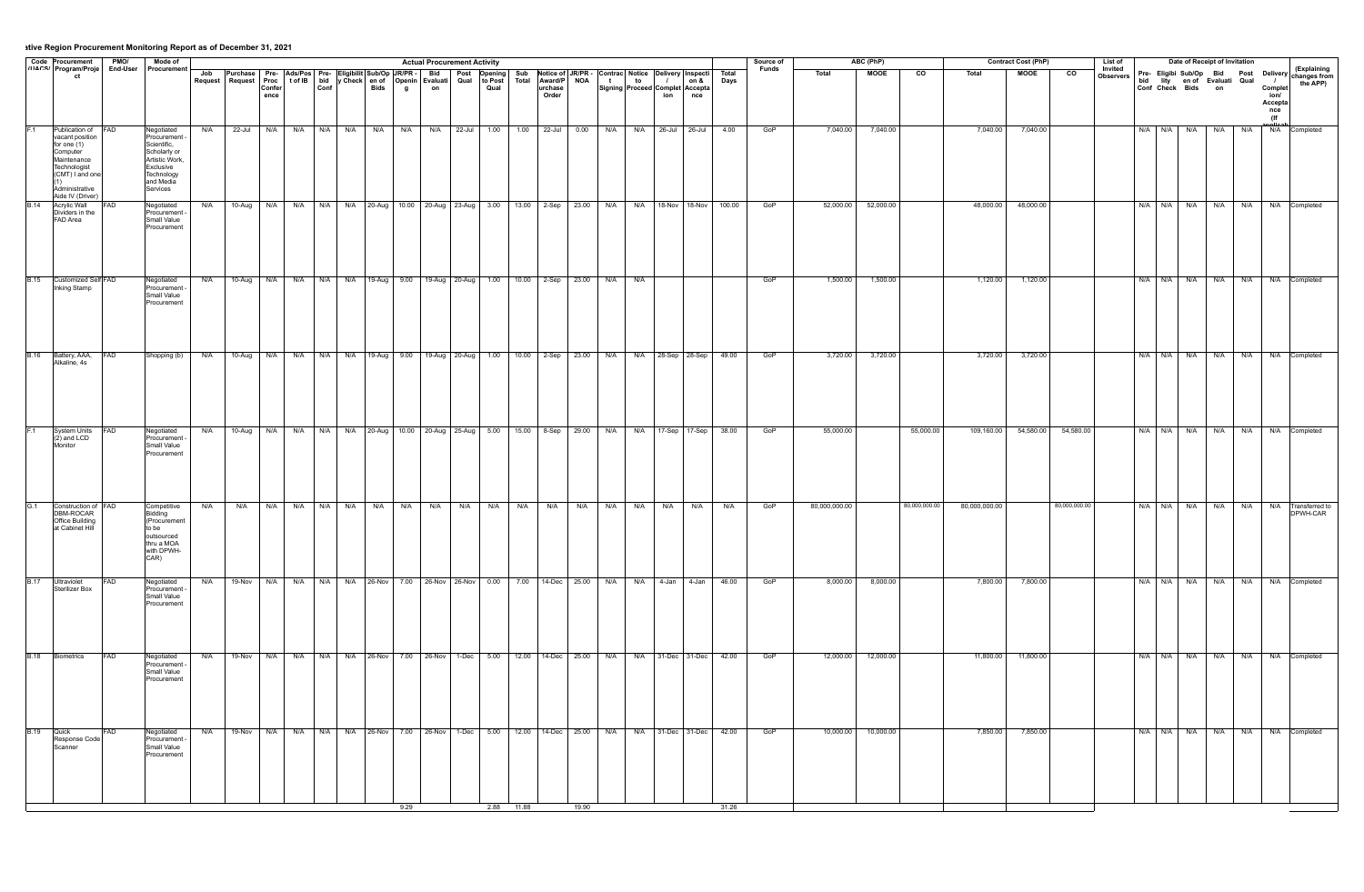### ...ative Region Procurement Monitoring Report as of December 31, 2021

| Code (UACS) | Procurement Program/Project | PMO/ End-User | Mode of Procurement | Actual Procurement Activity | | | | | | | | | | | | | | | | | | | | | Source of Funds | ABC (PhP) | | | Contract Cost (PhP) | | | List of Invited Observers | Date of Receipt of Invitation | | | | | | | (Explaining changes from the APP) |
|---|---|---|---|---|---|---|---|---|---|---|---|---|---|---|---|---|---|---|---|---|---|---|---|---|---|---|---|---|---|---|---|---|---|---|---|---|---|---|---|---|
| | | | | Job Request | Purchase Request | Pre-Proc Conference | Ads/Post of IB | Pre-bid Conf | Eligibility Check | Sub/Open of Bids | JR/PR - g | Bid Evaluation | Post Qual | Opening to Post Qual | Sub Total | Notice of Award/Purchase Order | JR/PR - NOA | Contract Signing | Notice to Proceed | Delivery / Completion | Inspection & Acceptance | Total Days | | Total | MOOE | CO | Total | MOOE | CO | | Pre-bid Conf | Eligibility Check | Sub/Open of Bids | Bid Evaluation | Post Qual | Delivery / Completion/ Acceptance (If applicable) | | |
| F.1 | Publication of vacant position for one (1) Computer Maintenance Technologist (CMT) I and one (1) Administrative Aide IV (Driver) | FAD | Negotiated Procurement - Scientific, Scholarly or Artistic Work, Exclusive Technology and Media Services | N/A | 22-Jul | N/A | N/A | N/A | N/A | N/A | N/A | N/A | 22-Jul | 1.00 | 1.00 | 22-Jul | 0.00 | N/A | N/A | 26-Jul | 26-Jul | 4.00 | GoP | 7,040.00 | 7,040.00 | | 7,040.00 | 7,040.00 | | | N/A | N/A | N/A | N/A | N/A | N/A | Completed |
| B.14 | Acrylic Wall Dividers in the FAD Area | FAD | Negotiated Procurement - Small Value Procurement | N/A | 10-Aug | N/A | N/A | N/A | N/A | 20-Aug | 10.00 | 20-Aug | 23-Aug | 3.00 | 13.00 | 2-Sep | 23.00 | N/A | N/A | 18-Nov | 18-Nov | 100.00 | GoP | 52,000.00 | 52,000.00 | | 48,000.00 | 48,000.00 | | | N/A | N/A | N/A | N/A | N/A | N/A | Completed |
| B.15 | Customized Self Inking Stamp | FAD | Negotiated Procurement - Small Value Procurement | N/A | 10-Aug | N/A | N/A | N/A | N/A | 19-Aug | 9.00 | 19-Aug | 20-Aug | 1.00 | 10.00 | 2-Sep | 23.00 | N/A | N/A | | | | GoP | 1,500.00 | 1,500.00 | | 1,120.00 | 1,120.00 | | | N/A | N/A | N/A | N/A | N/A | N/A | Completed |
| B.16 | Battery, AAA, Alkaline, 4s | FAD | Shopping (b) | N/A | 10-Aug | N/A | N/A | N/A | N/A | 19-Aug | 9.00 | 19-Aug | 20-Aug | 1.00 | 10.00 | 2-Sep | 23.00 | N/A | N/A | 28-Sep | 28-Sep | 49.00 | GoP | 3,720.00 | 3,720.00 | | 3,720.00 | 3,720.00 | | | N/A | N/A | N/A | N/A | N/A | N/A | Completed |
| F.1 | System Units (2) and LCD Monitor | FAD | Negotiated Procurement - Small Value Procurement | N/A | 10-Aug | N/A | N/A | N/A | N/A | 20-Aug | 10.00 | 20-Aug | 25-Aug | 5.00 | 15.00 | 8-Sep | 29.00 | N/A | N/A | 17-Sep | 17-Sep | 38.00 | GoP | 55,000.00 | | 55,000.00 | 109,160.00 | 54,580.00 | 54,580.00 | | N/A | N/A | N/A | N/A | N/A | N/A | Completed |
| G.1 | Construction of DBM-ROCAR Office Building at Cabinet Hill | FAD | Competitive Bidding (Procurement to be outsourced thru a MOA with DPWH-CAR) | N/A | N/A | N/A | N/A | N/A | N/A | N/A | N/A | N/A | N/A | N/A | N/A | N/A | N/A | N/A | N/A | N/A | N/A | N/A | GoP | 80,000,000.00 | | 80,000,000.00 | 80,000,000.00 | | 80,000,000.00 | | N/A | N/A | N/A | N/A | N/A | N/A | Transferred to DPWH-CAR |
| B.17 | Ultraviolet Sterilizer Box | FAD | Negotiated Procurement - Small Value Procurement | N/A | 19-Nov | N/A | N/A | N/A | N/A | 26-Nov | 7.00 | 26-Nov | 26-Nov | 0.00 | 7.00 | 14-Dec | 25.00 | N/A | N/A | 4-Jan | 4-Jan | 46.00 | GoP | 8,000.00 | 8,000.00 | | 7,800.00 | 7,800.00 | | | N/A | N/A | N/A | N/A | N/A | N/A | Completed |
| B.18 | Biometrics | FAD | Negotiated Procurement - Small Value Procurement | N/A | 19-Nov | N/A | N/A | N/A | N/A | 26-Nov | 7.00 | 26-Nov | 1-Dec | 5.00 | 12.00 | 14-Dec | 25.00 | N/A | N/A | 31-Dec | 31-Dec | 42.00 | GoP | 12,000.00 | 12,000.00 | | 11,800.00 | 11,800.00 | | | N/A | N/A | N/A | N/A | N/A | N/A | Completed |
| B.19 | Quick Response Code Scanner | FAD | Negotiated Procurement - Small Value Procurement | N/A | 19-Nov | N/A | N/A | N/A | N/A | 26-Nov | 7.00 | 26-Nov | 1-Dec | 5.00 | 12.00 | 14-Dec | 25.00 | N/A | N/A | 31-Dec | 31-Dec | 42.00 | GoP | 10,000.00 | 10,000.00 | | 7,850.00 | 7,850.00 | | | N/A | N/A | N/A | N/A | N/A | N/A | Completed |
| | | | | | | | | | | | 9.29 | | | 2.88 | 11.88 | | 19.90 | | | | | 31.26 | | | | | | | | | | | | | | | |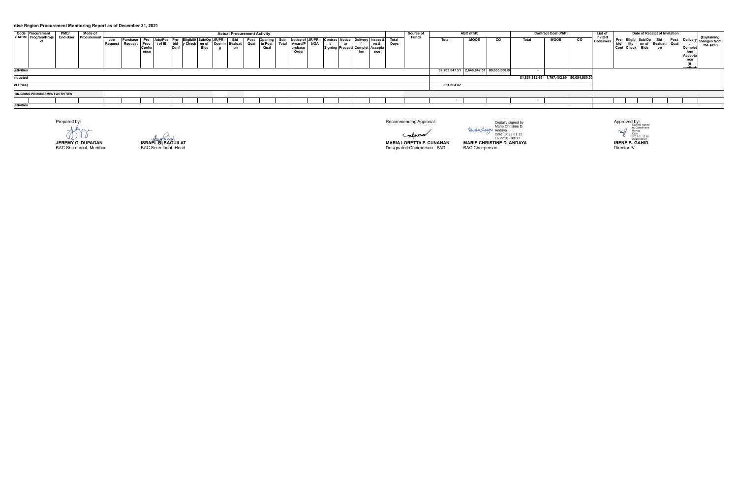**ative Region Procurement Monitoring Report as of December 31, 2021**

| Code (UACS/ PAP) | Procurement Program/Project | PMO/ End-User | Mode of Procurement | Actual Procurement Activity | | | | | | | | | | | | | | | | | | | | | Source of Funds | ABC (PhP) | | | Contract Cost (PhP) | | | List of Invited Observers | Date of Receipt of Invitation | | | | | | | (Explaining changes from the APP) |
|---|---|---|---|---|---|---|---|---|---|---|---|---|---|---|---|---|---|---|---|---|---|---|---|---|---|---|---|---|---|---|---|---|---|---|---|---|---|---|---|---|
| | | | | Job Request | Purchase Request | Pre-Proc Conference | Ads/Post of IB | Pre-bid Conf | Eligibility Check | Sub/Open of Bids | JR/PR - Opening | Bid Evaluation | Post Qual | Opening to Post Qual | Sub Total | Notice of Award/Purchase Order | JR/PR - NOA | Contract Signing | Notice to Proceed | Delivery / Completion | Inspection & Acceptance | Total Days | | Total | MOOE | CO | Total | MOOE | CO | | Pre-bid Conf | Eligibility Check | Sub/Open of Bids | Bid Evaluation | Post Qual | Delivery / Completion/ Acceptance (If applicable) | | |
| ctivities | | | | | | | | | | | | | | | | | | | | | | | | | | 82,703,847.51 | 2,648,847.51 | 80,055,000.00 | - | | | | | | | | | | | |
| nducted | | | | | | | | | | | | | | | | | | | | | | | | | | | | | 81,851,982.69 | 1,797,402.69 | 80,054,580.00 | | | | | | | | | |
| ct Price) | | | | | | | | | | | | | | | | | | | | | | | | | | 851,864.82 | | | | | | | | | | | | | | |
| ON-GOING PROCUREMENT ACTIVTIES | | | | | | | | | | | | | | | | | | | | | | | | | | | | | | | | | | | | | | | | |
| | | | | | | | | | | | | | | | | | | | | | | | | | | - | | | - | | | | | | | | | | | |
| ctivities | | | | | | | | | | | | | | | | | | | | | | | | | | | | | | | | | | | | | | | | |

Prepared by:

**JEREMY G. DUPAGAN**
BAC Secretariat, Member

**ISRAEL B. BAGUILAT**
BAC Secretariat, Head

Recommending Approval:

**MARIA LORETTA P. CUNANAN**
Designated Chairperson - FAD

Digitally signed by Marie Christine D. Andaya
Date: 2022.01.12 16:22:31+08'00'

**MARIE CHRISTINE D. ANDAYA**
BAC Chairperson

Approved by:

Digitally signed by Gahid Irene Bayog
Date: 2022.01.12 16:22:18+08'00'

**IRENE B. GAHID**
Director IV